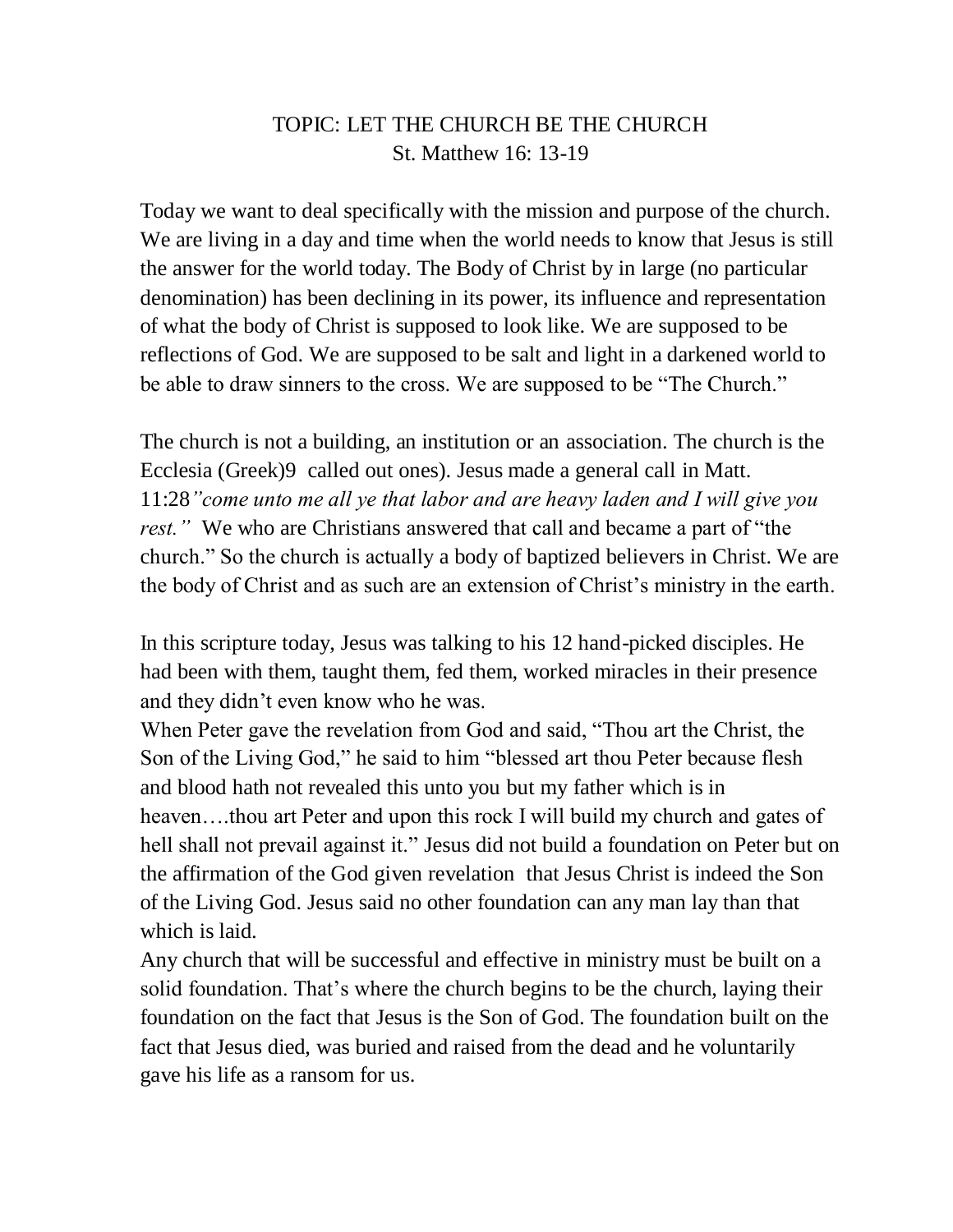# TOPIC: LET THE CHURCH BE THE CHURCH

St. Matthew 16: 13-19

Today we want to deal specifically with the mission and purpose of the church. We are living in a day and time when the world needs to know that Jesus is still the answer for the world today. The Body of Christ by in large (no particular denomination) has been declining in its power, its influence and representation of what the body of Christ is supposed to look like. We are supposed to be reflections of God. We are supposed to be salt and light in a darkened world to be able to draw sinners to the cross. We are supposed to be "The Church."

The church is not a building, an institution or an association. The church is the Ecclesia (Greek)9 called out ones). Jesus made a general call in Matt. 11:28*"come unto me all ye that labor and are heavy laden and I will give you rest."* We who are Christians answered that call and became a part of "the church." So the church is actually a body of baptized believers in Christ. We are the body of Christ and as such are an extension of Christ's ministry in the earth.

In this scripture today, Jesus was talking to his 12 hand-picked disciples. He had been with them, taught them, fed them, worked miracles in their presence and they didn't even know who he was.

When Peter gave the revelation from God and said, "Thou art the Christ, the Son of the Living God," he said to him "blessed art thou Peter because flesh and blood hath not revealed this unto you but my father which is in heaven….thou art Peter and upon this rock I will build my church and gates of hell shall not prevail against it." Jesus did not build a foundation on Peter but on the affirmation of the God given revelation that Jesus Christ is indeed the Son of the Living God. Jesus said no other foundation can any man lay than that which is laid.

Any church that will be successful and effective in ministry must be built on a solid foundation. That's where the church begins to be the church, laying their foundation on the fact that Jesus is the Son of God. The foundation built on the fact that Jesus died, was buried and raised from the dead and he voluntarily gave his life as a ransom for us.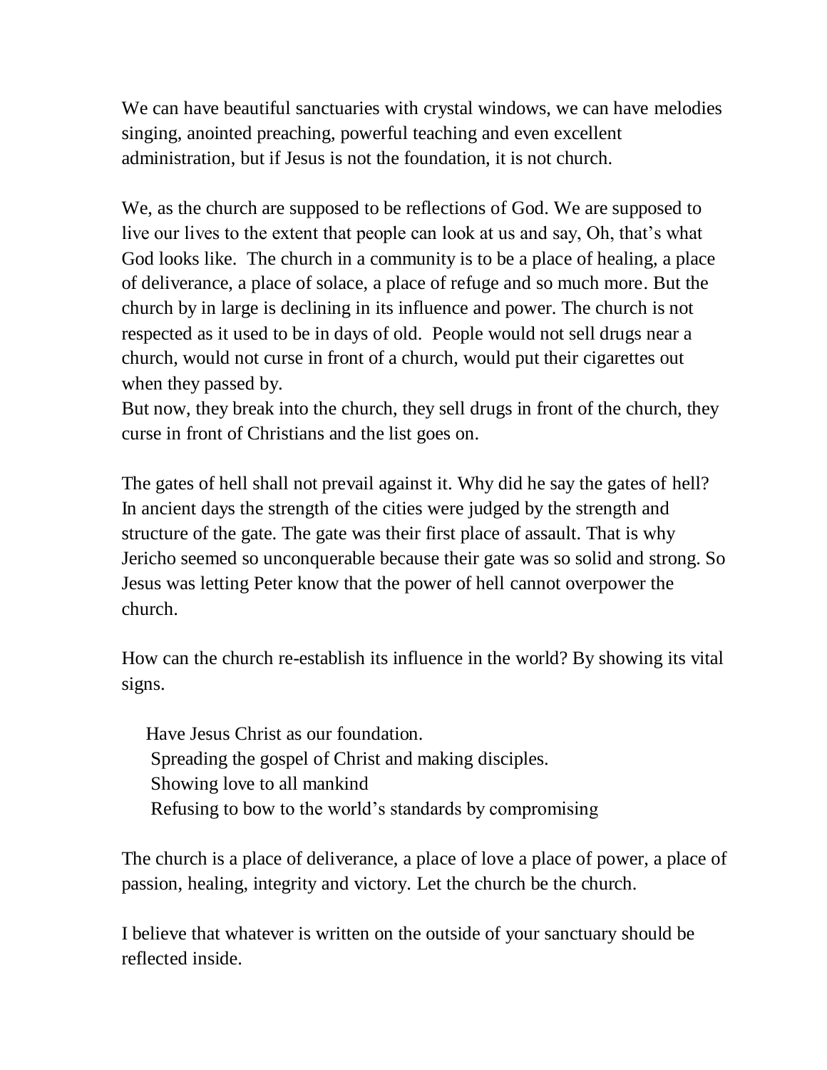We can have beautiful sanctuaries with crystal windows, we can have melodies singing, anointed preaching, powerful teaching and even excellent administration, but if Jesus is not the foundation, it is not church.

We, as the church are supposed to be reflections of God. We are supposed to live our lives to the extent that people can look at us and say, Oh, that's what God looks like. The church in a community is to be a place of healing, a place of deliverance, a place of solace, a place of refuge and so much more. But the church by in large is declining in its influence and power. The church is not respected as it used to be in days of old. People would not sell drugs near a church, would not curse in front of a church, would put their cigarettes out when they passed by.
But now, they break into the church, they sell drugs in front of the church, they curse in front of Christians and the list goes on.

The gates of hell shall not prevail against it. Why did he say the gates of hell? In ancient days the strength of the cities were judged by the strength and structure of the gate. The gate was their first place of assault. That is why Jericho seemed so unconquerable because their gate was so solid and strong. So Jesus was letting Peter know that the power of hell cannot overpower the church.

How can the church re-establish its influence in the world? By showing its vital signs.

- Have Jesus Christ as our foundation.
- Spreading the gospel of Christ and making disciples.
- Showing love to all mankind
- Refusing to bow to the world's standards by compromising

The church is a place of deliverance, a place of love a place of power, a place of passion, healing, integrity and victory. Let the church be the church.

I believe that whatever is written on the outside of your sanctuary should be reflected inside.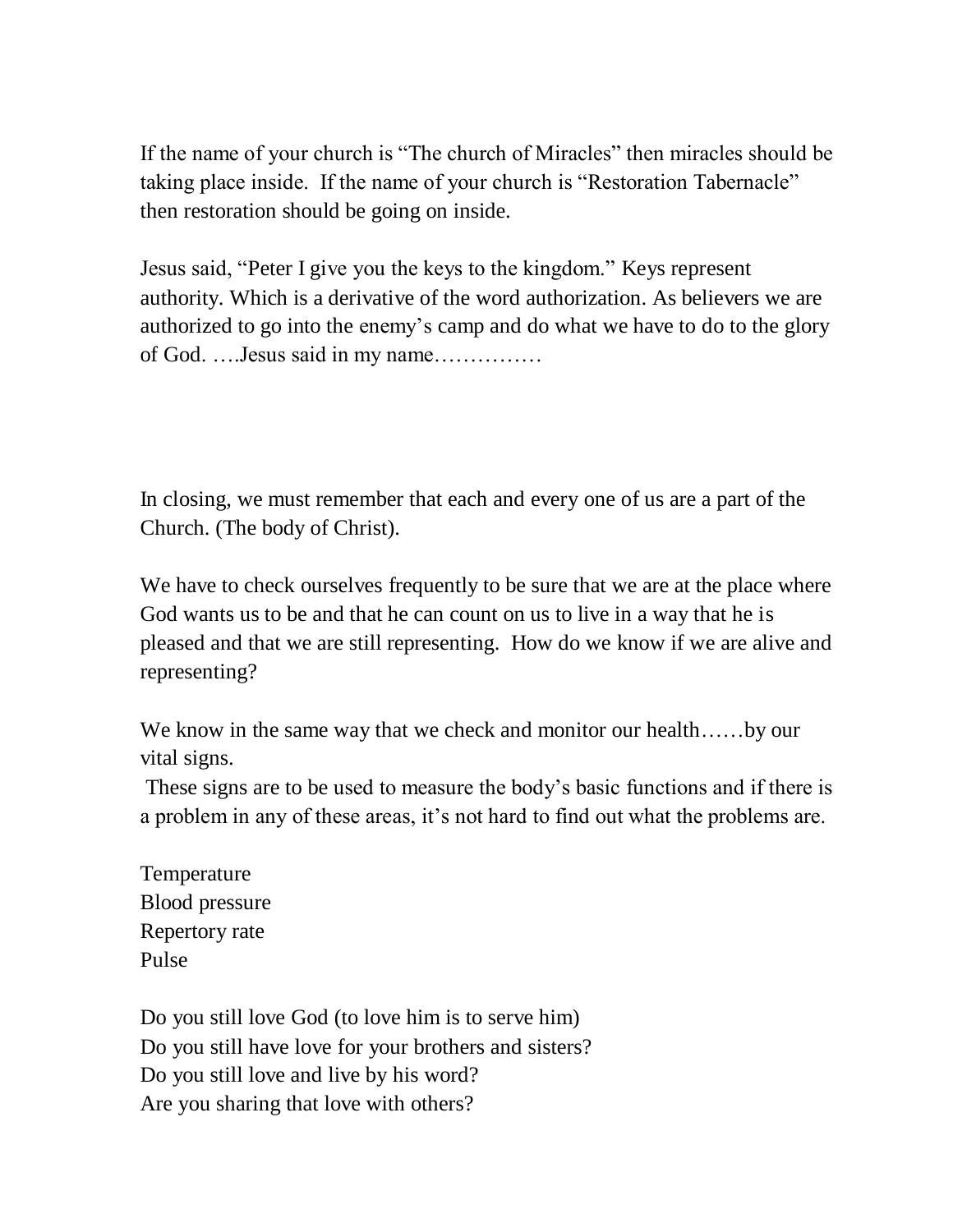If the name of your church is "The church of Miracles" then miracles should be taking place inside. If the name of your church is "Restoration Tabernacle" then restoration should be going on inside.

Jesus said, "Peter I give you the keys to the kingdom." Keys represent authority. Which is a derivative of the word authorization. As believers we are authorized to go into the enemy's camp and do what we have to do to the glory of God. ….Jesus said in my name……………

In closing, we must remember that each and every one of us are a part of the Church. (The body of Christ).

We have to check ourselves frequently to be sure that we are at the place where God wants us to be and that he can count on us to live in a way that he is pleased and that we are still representing. How do we know if we are alive and representing?

We know in the same way that we check and monitor our health……by our vital signs.

These signs are to be used to measure the body's basic functions and if there is a problem in any of these areas, it's not hard to find out what the problems are.

Temperature  
Blood pressure  
Repertory rate  
Pulse

Do you still love God (to love him is to serve him)  
Do you still have love for your brothers and sisters?  
Do you still love and live by his word?  
Are you sharing that love with others?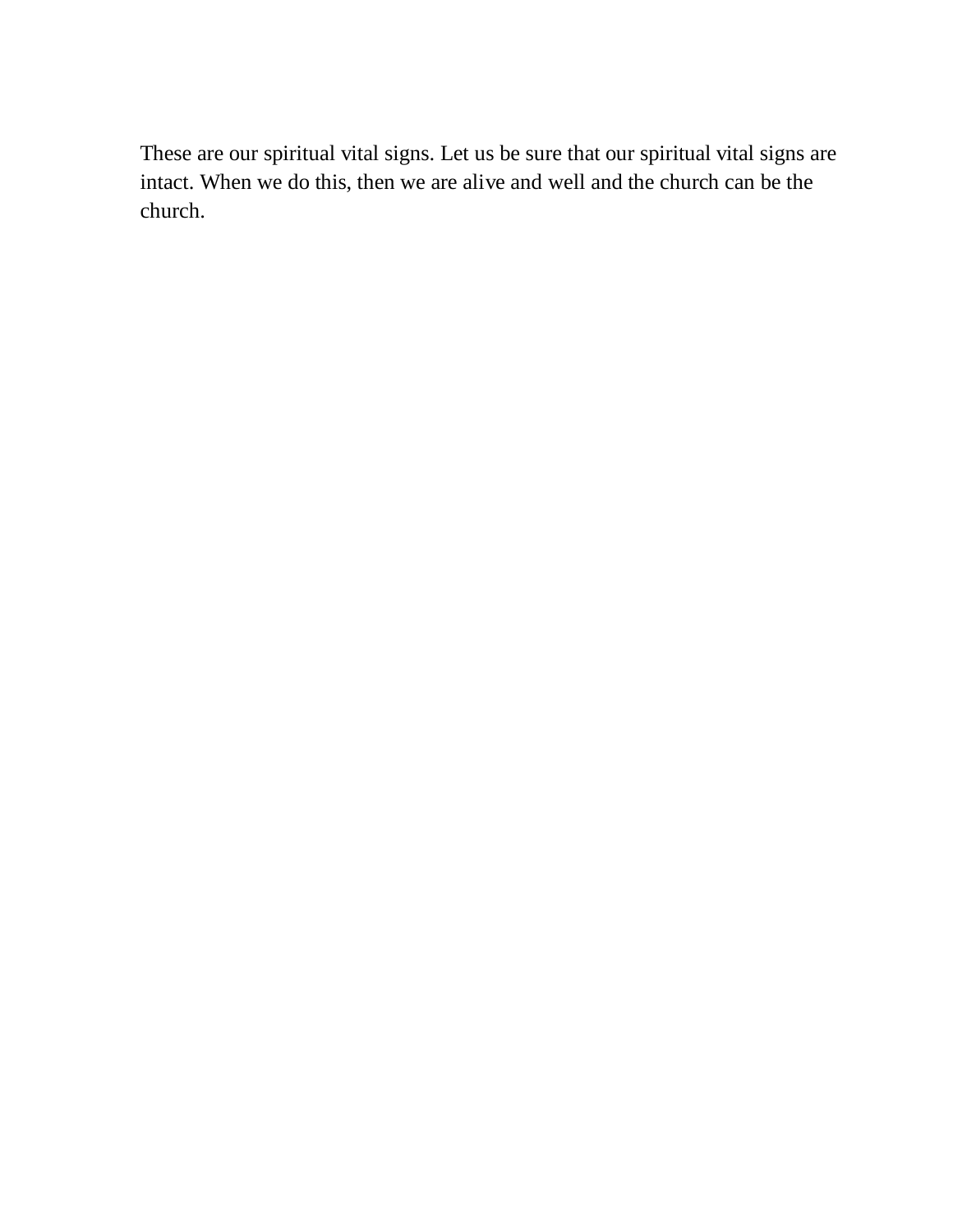These are our spiritual vital signs. Let us be sure that our spiritual vital signs are intact. When we do this, then we are alive and well and the church can be the church.